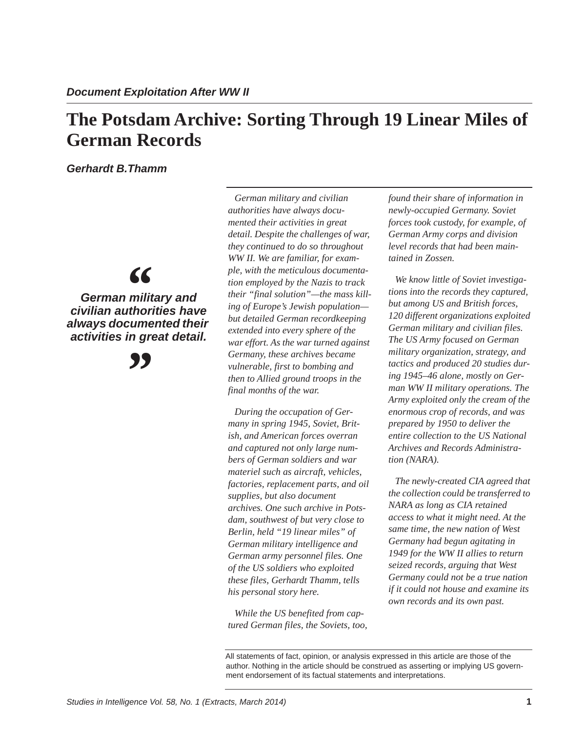*Document Exploitation After WW II*

# The Potsdam Archive: Sorting Through 19 Linear Miles of German Records

***Gerhardt B.Thamm***

> "German military and civilian authorities have always documented their activities in great detail."

*German military and civilian authorities have always documented their activities in great detail. Despite the challenges of war, they continued to do so throughout WW II. We are familiar, for example, with the meticulous documentation employed by the Nazis to track their "final solution"—the mass killing of Europe's Jewish population—but detailed German recordkeeping extended into every sphere of the war effort. As the war turned against Germany, these archives became vulnerable, first to bombing and then to Allied ground troops in the final months of the war.*

*During the occupation of Germany in spring 1945, Soviet, British, and American forces overran and captured not only large numbers of German soldiers and war materiel such as aircraft, vehicles, factories, replacement parts, and oil supplies, but also document archives. One such archive in Potsdam, southwest of but very close to Berlin, held "19 linear miles" of German military intelligence and German army personnel files. One of the US soldiers who exploited these files, Gerhardt Thamm, tells his personal story here.*

*While the US benefited from captured German files, the Soviets, too, found their share of information in newly-occupied Germany. Soviet forces took custody, for example, of German Army corps and division level records that had been maintained in Zossen.*

*We know little of Soviet investigations into the records they captured, but among US and British forces, 120 different organizations exploited German military and civilian files. The US Army focused on German military organization, strategy, and tactics and produced 20 studies during 1945–46 alone, mostly on German WW II military operations. The Army exploited only the cream of the enormous crop of records, and was prepared by 1950 to deliver the entire collection to the US National Archives and Records Administration (NARA).*

*The newly-created CIA agreed that the collection could be transferred to NARA as long as CIA retained access to what it might need. At the same time, the new nation of West Germany had begun agitating in 1949 for the WW II allies to return seized records, arguing that West Germany could not be a true nation if it could not house and examine its own records and its own past.*

All statements of fact, opinion, or analysis expressed in this article are those of the author. Nothing in the article should be construed as asserting or implying US government endorsement of its factual statements and interpretations.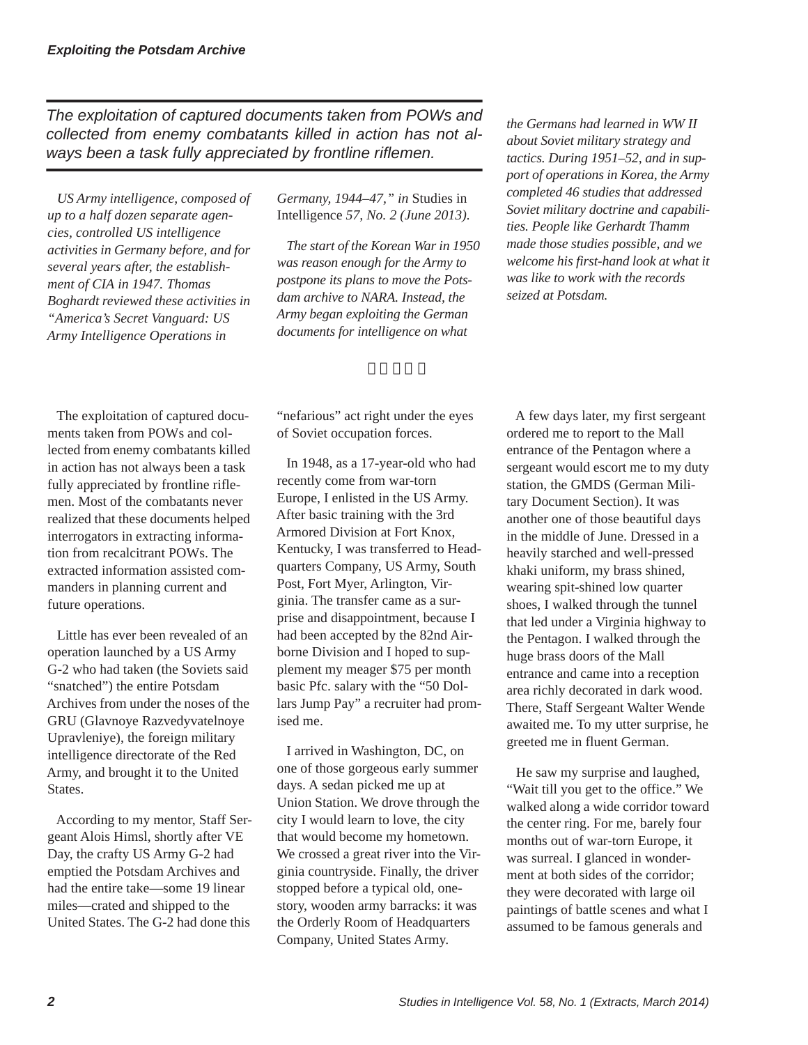*The exploitation of captured documents taken from POWs and collected from enemy combatants killed in action has not always been a task fully appreciated by frontline riflemen.*

*US Army intelligence, composed of up to a half dozen separate agencies, controlled US intelligence activities in Germany before, and for several years after, the establishment of CIA in 1947. Thomas Boghardt reviewed these activities in "America's Secret Vanguard: US Army Intelligence Operations in Germany, 1944–47," in* Studies in Intelligence *57, No. 2 (June 2013).*

*The start of the Korean War in 1950 was reason enough for the Army to postpone its plans to move the Potsdam archive to NARA. Instead, the Army began exploiting the German documents for intelligence on what the Germans had learned in WW II about Soviet military strategy and tactics. During 1951–52, and in support of operations in Korea, the Army completed 46 studies that addressed Soviet military doctrine and capabilities. People like Gerhardt Thamm made those studies possible, and we welcome his first-hand look at what it was like to work with the records seized at Potsdam.*

□ □ □ □ □

The exploitation of captured documents taken from POWs and collected from enemy combatants killed in action has not always been a task fully appreciated by frontline riflemen. Most of the combatants never realized that these documents helped interrogators in extracting information from recalcitrant POWs. The extracted information assisted commanders in planning current and future operations.

Little has ever been revealed of an operation launched by a US Army G-2 who had taken (the Soviets said "snatched") the entire Potsdam Archives from under the noses of the GRU (Glavnoye Razvedyvatelnoye Upravleniye), the foreign military intelligence directorate of the Red Army, and brought it to the United States.

According to my mentor, Staff Sergeant Alois Himsl, shortly after VE Day, the crafty US Army G-2 had emptied the Potsdam Archives and had the entire take—some 19 linear miles—crated and shipped to the United States. The G-2 had done this "nefarious" act right under the eyes of Soviet occupation forces.

In 1948, as a 17-year-old who had recently come from war-torn Europe, I enlisted in the US Army. After basic training with the 3rd Armored Division at Fort Knox, Kentucky, I was transferred to Headquarters Company, US Army, South Post, Fort Myer, Arlington, Virginia. The transfer came as a surprise and disappointment, because I had been accepted by the 82nd Airborne Division and I hoped to supplement my meager $75 per month basic Pfc. salary with the "50 Dollars Jump Pay" a recruiter had promised me.

I arrived in Washington, DC, on one of those gorgeous early summer days. A sedan picked me up at Union Station. We drove through the city I would learn to love, the city that would become my hometown. We crossed a great river into the Virginia countryside. Finally, the driver stopped before a typical old, one-story, wooden army barracks: it was the Orderly Room of Headquarters Company, United States Army.

A few days later, my first sergeant ordered me to report to the Mall entrance of the Pentagon where a sergeant would escort me to my duty station, the GMDS (German Military Document Section). It was another one of those beautiful days in the middle of June. Dressed in a heavily starched and well-pressed khaki uniform, my brass shined, wearing spit-shined low quarter shoes, I walked through the tunnel that led under a Virginia highway to the Pentagon. I walked through the huge brass doors of the Mall entrance and came into a reception area richly decorated in dark wood. There, Staff Sergeant Walter Wende awaited me. To my utter surprise, he greeted me in fluent German.

He saw my surprise and laughed, "Wait till you get to the office." We walked along a wide corridor toward the center ring. For me, barely four months out of war-torn Europe, it was surreal. I glanced in wonderment at both sides of the corridor; they were decorated with large oil paintings of battle scenes and what I assumed to be famous generals and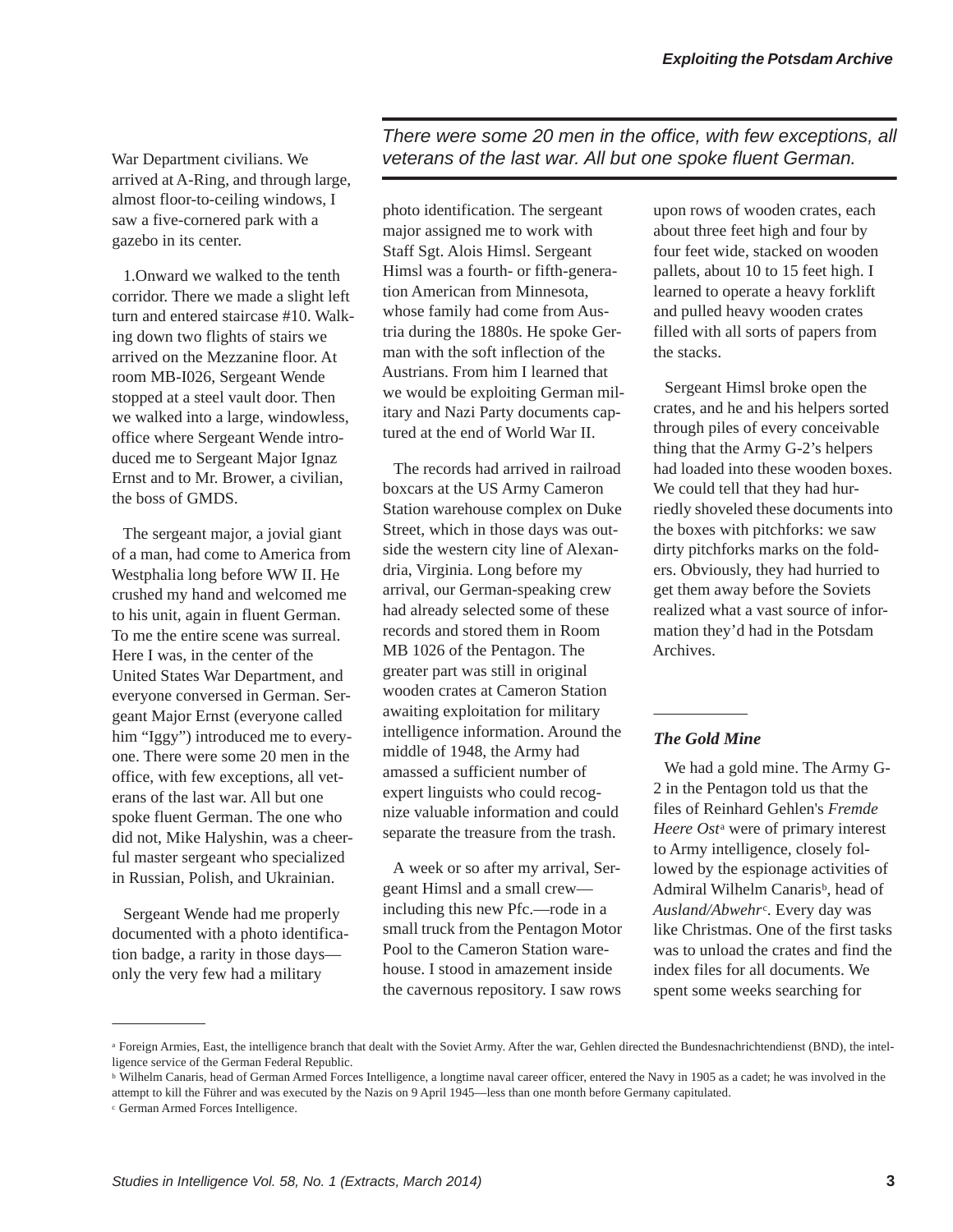War Department civilians. We arrived at A-Ring, and through large, almost floor-to-ceiling windows, I saw a five-cornered park with a gazebo in its center.

1.Onward we walked to the tenth corridor. There we made a slight left turn and entered staircase #10. Walking down two flights of stairs we arrived on the Mezzanine floor. At room MB-I026, Sergeant Wende stopped at a steel vault door. Then we walked into a large, windowless, office where Sergeant Wende introduced me to Sergeant Major Ignaz Ernst and to Mr. Brower, a civilian, the boss of GMDS.

The sergeant major, a jovial giant of a man, had come to America from Westphalia long before WW II. He crushed my hand and welcomed me to his unit, again in fluent German. To me the entire scene was surreal. Here I was, in the center of the United States War Department, and everyone conversed in German. Sergeant Major Ernst (everyone called him "Iggy") introduced me to everyone. There were some 20 men in the office, with few exceptions, all veterans of the last war. All but one spoke fluent German. The one who did not, Mike Halyshin, was a cheerful master sergeant who specialized in Russian, Polish, and Ukrainian.

*There were some 20 men in the office, with few exceptions, all veterans of the last war. All but one spoke fluent German.*

Sergeant Wende had me properly documented with a photo identification badge, a rarity in those days—only the very few had a military photo identification. The sergeant major assigned me to work with Staff Sgt. Alois Himsl. Sergeant Himsl was a fourth- or fifth-generation American from Minnesota, whose family had come from Austria during the 1880s. He spoke German with the soft inflection of the Austrians. From him I learned that we would be exploiting German military and Nazi Party documents captured at the end of World War II.

The records had arrived in railroad boxcars at the US Army Cameron Station warehouse complex on Duke Street, which in those days was outside the western city line of Alexandria, Virginia. Long before my arrival, our German-speaking crew had already selected some of these records and stored them in Room MB 1026 of the Pentagon. The greater part was still in original wooden crates at Cameron Station awaiting exploitation for military intelligence information. Around the middle of 1948, the Army had amassed a sufficient number of expert linguists who could recognize valuable information and could separate the treasure from the trash.

A week or so after my arrival, Sergeant Himsl and a small crew—including this new Pfc.—rode in a small truck from the Pentagon Motor Pool to the Cameron Station warehouse. I stood in amazement inside the cavernous repository. I saw rows upon rows of wooden crates, each about three feet high and four by four feet wide, stacked on wooden pallets, about 10 to 15 feet high. I learned to operate a heavy forklift and pulled heavy wooden crates filled with all sorts of papers from the stacks.

Sergeant Himsl broke open the crates, and he and his helpers sorted through piles of every conceivable thing that the Army G-2's helpers had loaded into these wooden boxes. We could tell that they had hurriedly shoveled these documents into the boxes with pitchforks: we saw dirty pitchforks marks on the folders. Obviously, they had hurried to get them away before the Soviets realized what a vast source of information they'd had in the Potsdam Archives.

### *The Gold Mine*

We had a gold mine. The Army G-2 in the Pentagon told us that the files of Reinhard Gehlen's *Fremde Heere Ost*[a] were of primary interest to Army intelligence, closely followed by the espionage activities of Admiral Wilhelm Canaris[b], head of *Ausland/Abwehr*[c]. Every day was like Christmas. One of the first tasks was to unload the crates and find the index files for all documents. We spent some weeks searching for

---

[a] Foreign Armies, East, the intelligence branch that dealt with the Soviet Army. After the war, Gehlen directed the Bundesnachrichtendienst (BND), the intelligence service of the German Federal Republic.

[b] Wilhelm Canaris, head of German Armed Forces Intelligence, a longtime naval career officer, entered the Navy in 1905 as a cadet; he was involved in the attempt to kill the Führer and was executed by the Nazis on 9 April 1945—less than one month before Germany capitulated.

[c] German Armed Forces Intelligence.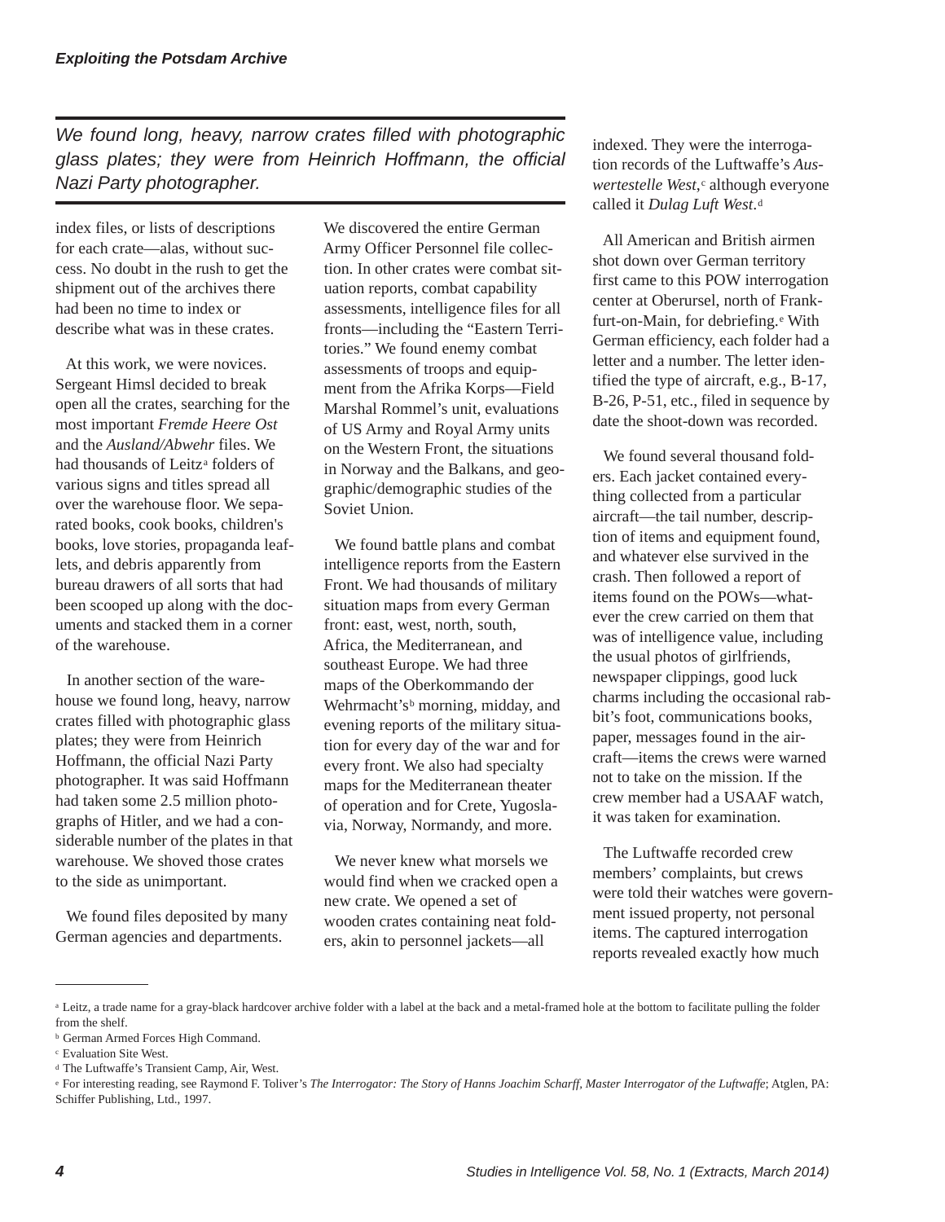*We found long, heavy, narrow crates filled with photographic glass plates; they were from Heinrich Hoffmann, the official Nazi Party photographer.*

index files, or lists of descriptions for each crate—alas, without success. No doubt in the rush to get the shipment out of the archives there had been no time to index or describe what was in these crates.

At this work, we were novices. Sergeant Himsl decided to break open all the crates, searching for the most important *Fremde Heere Ost* and the *Ausland/Abwehr* files. We had thousands of Leitz[a] folders of various signs and titles spread all over the warehouse floor. We separated books, cook books, children's books, love stories, propaganda leaflets, and debris apparently from bureau drawers of all sorts that had been scooped up along with the documents and stacked them in a corner of the warehouse.

In another section of the warehouse we found long, heavy, narrow crates filled with photographic glass plates; they were from Heinrich Hoffmann, the official Nazi Party photographer. It was said Hoffmann had taken some 2.5 million photographs of Hitler, and we had a considerable number of the plates in that warehouse. We shoved those crates to the side as unimportant.

We found files deposited by many German agencies and departments. We discovered the entire German Army Officer Personnel file collection. In other crates were combat situation reports, combat capability assessments, intelligence files for all fronts—including the "Eastern Territories." We found enemy combat assessments of troops and equipment from the Afrika Korps—Field Marshal Rommel's unit, evaluations of US Army and Royal Army units on the Western Front, the situations in Norway and the Balkans, and geographic/demographic studies of the Soviet Union.

We found battle plans and combat intelligence reports from the Eastern Front. We had thousands of military situation maps from every German front: east, west, north, south, Africa, the Mediterranean, and southeast Europe. We had three maps of the Oberkommando der Wehrmacht's[b] morning, midday, and evening reports of the military situation for every day of the war and for every front. We also had specialty maps for the Mediterranean theater of operation and for Crete, Yugoslavia, Norway, Normandy, and more.

We never knew what morsels we would find when we cracked open a new crate. We opened a set of wooden crates containing neat folders, akin to personnel jackets—all indexed. They were the interrogation records of the Luftwaffe's *Auswertestelle West*,[c] although everyone called it *Dulag Luft West*.[d]

All American and British airmen shot down over German territory first came to this POW interrogation center at Oberursel, north of Frankfurt-on-Main, for debriefing.[e] With German efficiency, each folder had a letter and a number. The letter identified the type of aircraft, e.g., B-17, B-26, P-51, etc., filed in sequence by date the shoot-down was recorded.

We found several thousand folders. Each jacket contained everything collected from a particular aircraft—the tail number, description of items and equipment found, and whatever else survived in the crash. Then followed a report of items found on the POWs—whatever the crew carried on them that was of intelligence value, including the usual photos of girlfriends, newspaper clippings, good luck charms including the occasional rabbit's foot, communications books, paper, messages found in the aircraft—items the crews were warned not to take on the mission. If the crew member had a USAAF watch, it was taken for examination.

The Luftwaffe recorded crew members' complaints, but crews were told their watches were government issued property, not personal items. The captured interrogation reports revealed exactly how much

---

[a] Leitz, a trade name for a gray-black hardcover archive folder with a label at the back and a metal-framed hole at the bottom to facilitate pulling the folder from the shelf.

[b] German Armed Forces High Command.

[c] Evaluation Site West.

[d] The Luftwaffe's Transient Camp, Air, West.

[e] For interesting reading, see Raymond F. Toliver's *The Interrogator: The Story of Hanns Joachim Scharff, Master Interrogator of the Luftwaffe*; Atglen, PA: Schiffer Publishing, Ltd., 1997.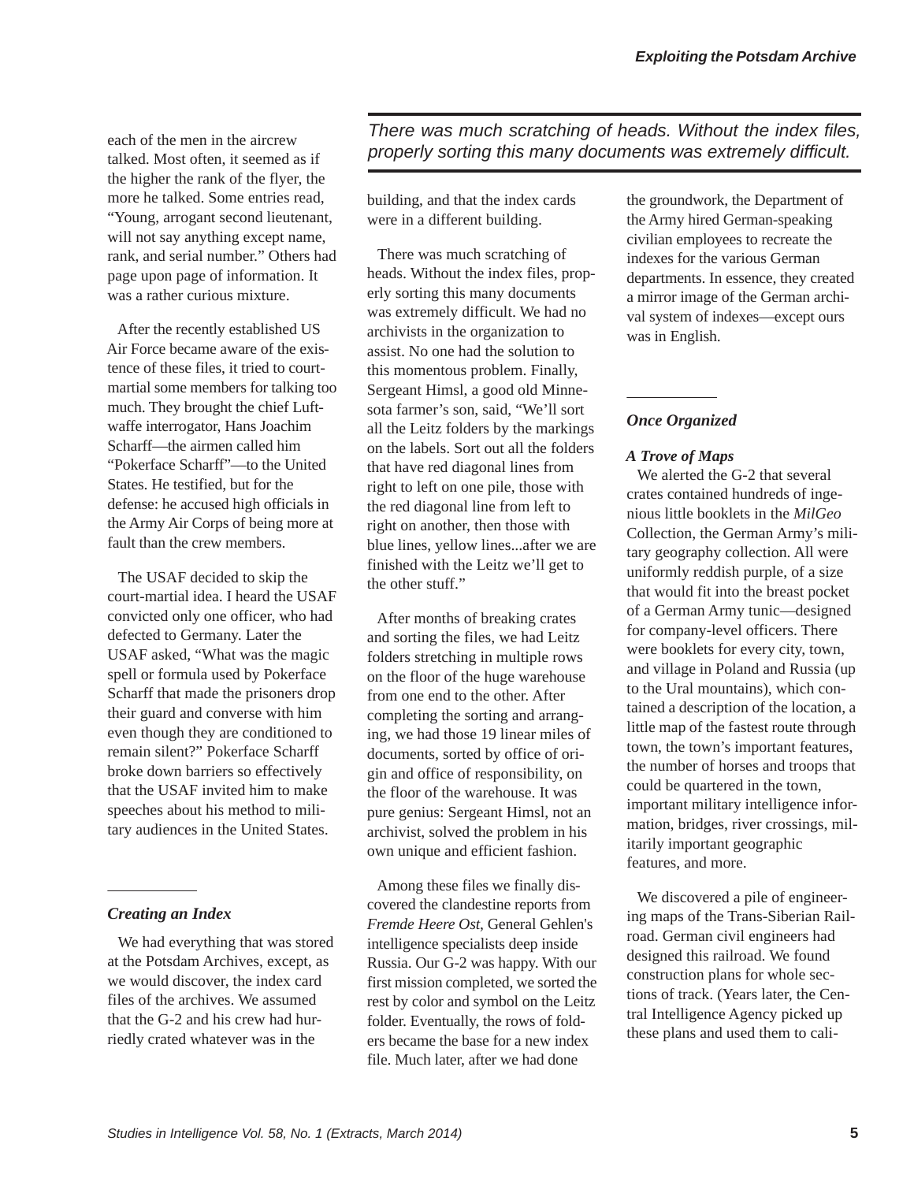each of the men in the aircrew talked. Most often, it seemed as if the higher the rank of the flyer, the more he talked. Some entries read, "Young, arrogant second lieutenant, will not say anything except name, rank, and serial number." Others had page upon page of information. It was a rather curious mixture.

After the recently established US Air Force became aware of the existence of these files, it tried to court-martial some members for talking too much. They brought the chief Luftwaffe interrogator, Hans Joachim Scharff—the airmen called him "Pokerface Scharff"—to the United States. He testified, but for the defense: he accused high officials in the Army Air Corps of being more at fault than the crew members.

The USAF decided to skip the court-martial idea. I heard the USAF convicted only one officer, who had defected to Germany. Later the USAF asked, "What was the magic spell or formula used by Pokerface Scharff that made the prisoners drop their guard and converse with him even though they are conditioned to remain silent?" Pokerface Scharff broke down barriers so effectively that the USAF invited him to make speeches about his method to military audiences in the United States.

### *Creating an Index*

We had everything that was stored at the Potsdam Archives, except, as we would discover, the index card files of the archives. We assumed that the G-2 and his crew had hurriedly crated whatever was in the building, and that the index cards were in a different building.

*There was much scratching of heads. Without the index files, properly sorting this many documents was extremely difficult.*

There was much scratching of heads. Without the index files, properly sorting this many documents was extremely difficult. We had no archivists in the organization to assist. No one had the solution to this momentous problem. Finally, Sergeant Himsl, a good old Minnesota farmer's son, said, "We'll sort all the Leitz folders by the markings on the labels. Sort out all the folders that have red diagonal lines from right to left on one pile, those with the red diagonal line from left to right on another, then those with blue lines, yellow lines...after we are finished with the Leitz we'll get to the other stuff."

After months of breaking crates and sorting the files, we had Leitz folders stretching in multiple rows on the floor of the huge warehouse from one end to the other. After completing the sorting and arranging, we had those 19 linear miles of documents, sorted by office of origin and office of responsibility, on the floor of the warehouse. It was pure genius: Sergeant Himsl, not an archivist, solved the problem in his own unique and efficient fashion.

Among these files we finally discovered the clandestine reports from *Fremde Heere Ost*, General Gehlen's intelligence specialists deep inside Russia. Our G-2 was happy. With our first mission completed, we sorted the rest by color and symbol on the Leitz folder. Eventually, the rows of folders became the base for a new index file. Much later, after we had done the groundwork, the Department of the Army hired German-speaking civilian employees to recreate the indexes for the various German departments. In essence, they created a mirror image of the German archival system of indexes—except ours was in English.

### *Once Organized*

#### *A Trove of Maps*

We alerted the G-2 that several crates contained hundreds of ingenious little booklets in the *MilGeo* Collection, the German Army's military geography collection. All were uniformly reddish purple, of a size that would fit into the breast pocket of a German Army tunic—designed for company-level officers. There were booklets for every city, town, and village in Poland and Russia (up to the Ural mountains), which contained a description of the location, a little map of the fastest route through town, the town's important features, the number of horses and troops that could be quartered in the town, important military intelligence information, bridges, river crossings, militarily important geographic features, and more.

We discovered a pile of engineering maps of the Trans-Siberian Railroad. German civil engineers had designed this railroad. We found construction plans for whole sections of track. (Years later, the Central Intelligence Agency picked up these plans and used them to cali-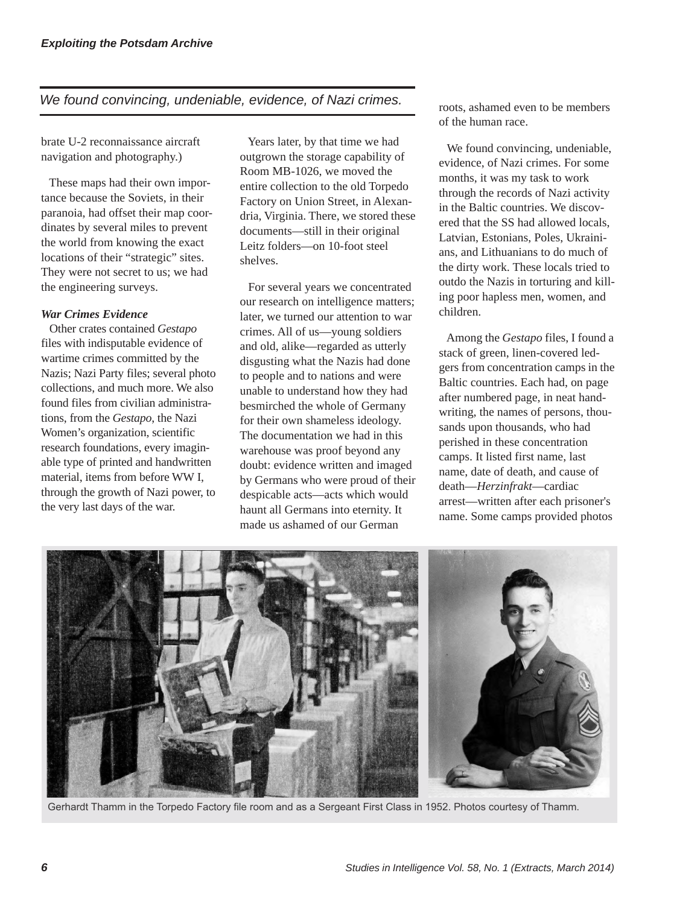brate U-2 reconnaissance aircraft navigation and photography.)

These maps had their own importance because the Soviets, in their paranoia, had offset their map coordinates by several miles to prevent the world from knowing the exact locations of their "strategic" sites. They were not secret to us; we had the engineering surveys.

***War Crimes Evidence***

Other crates contained *Gestapo* files with indisputable evidence of wartime crimes committed by the Nazis; Nazi Party files; several photo collections, and much more. We also found files from civilian administrations, from the *Gestapo*, the Nazi Women's organization, scientific research foundations, every imaginable type of printed and handwritten material, items from before WW I, through the growth of Nazi power, to the very last days of the war.

Years later, by that time we had outgrown the storage capability of Room MB-1026, we moved the entire collection to the old Torpedo Factory on Union Street, in Alexandria, Virginia. There, we stored these documents—still in their original Leitz folders—on 10-foot steel shelves.

For several years we concentrated our research on intelligence matters; later, we turned our attention to war crimes. All of us—young soldiers and old, alike—regarded as utterly disgusting what the Nazis had done to people and to nations and were unable to understand how they had besmirched the whole of Germany for their own shameless ideology. The documentation we had in this warehouse was proof beyond any doubt: evidence written and imaged by Germans who were proud of their despicable acts—acts which would haunt all Germans into eternity. It made us ashamed of our German roots, ashamed even to be members of the human race.

*We found convincing, undeniable, evidence, of Nazi crimes.*

We found convincing, undeniable, evidence, of Nazi crimes. For some months, it was my task to work through the records of Nazi activity in the Baltic countries. We discovered that the SS had allowed locals, Latvian, Estonians, Poles, Ukrainians, and Lithuanians to do much of the dirty work. These locals tried to outdo the Nazis in torturing and killing poor hapless men, women, and children.

Among the *Gestapo* files, I found a stack of green, linen-covered ledgers from concentration camps in the Baltic countries. Each had, on page after numbered page, in neat handwriting, the names of persons, thousands upon thousands, who had perished in these concentration camps. It listed first name, last name, date of death, and cause of death—*Herzinfrakt*—cardiac arrest—written after each prisoner's name. Some camps provided photos

Gerhardt Thamm in the Torpedo Factory file room and as a Sergeant First Class in 1952. Photos courtesy of Thamm.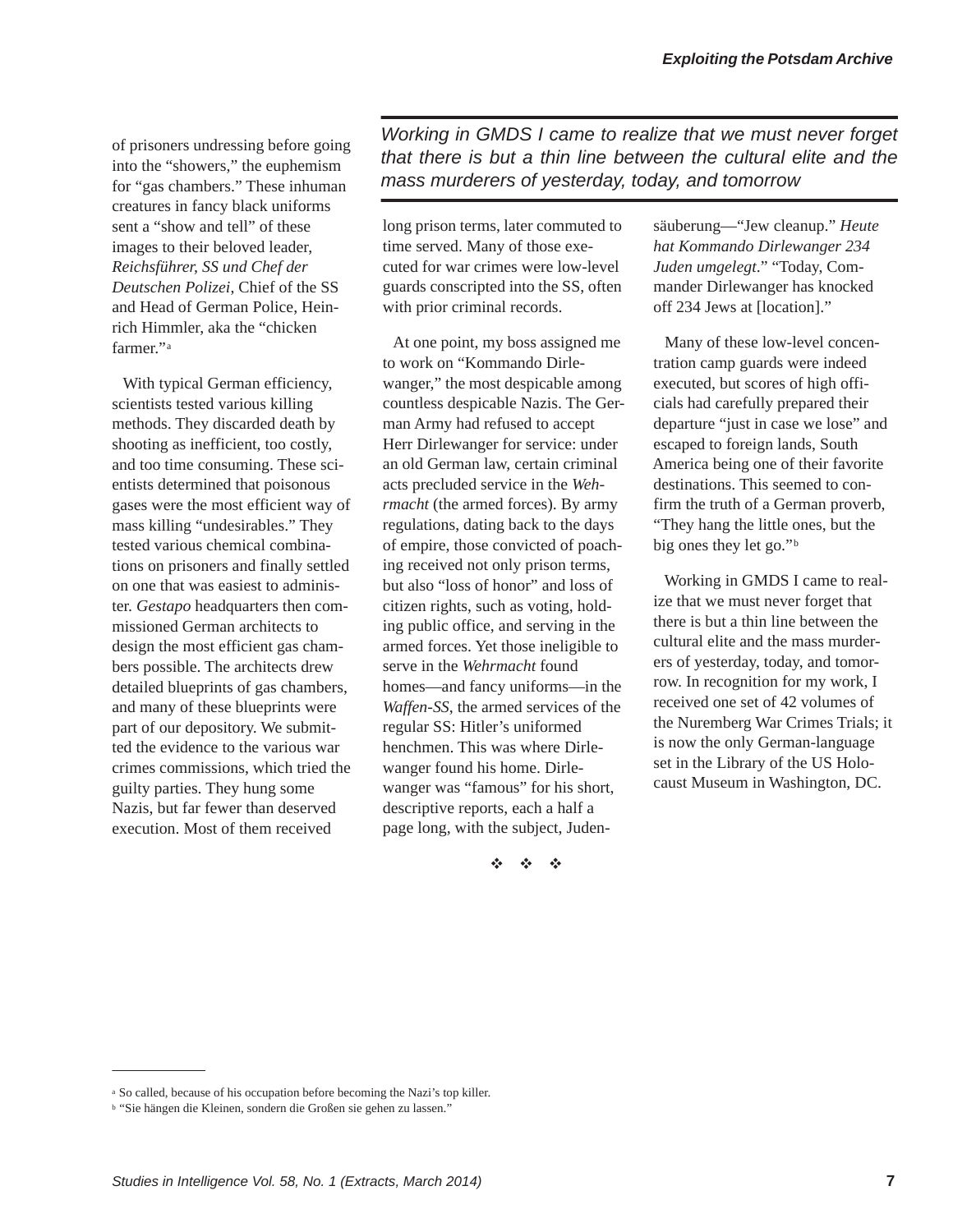of prisoners undressing before going into the "showers," the euphemism for "gas chambers." These inhuman creatures in fancy black uniforms sent a "show and tell" of these images to their beloved leader, *Reichsführer, SS und Chef der Deutschen Polizei*, Chief of the SS and Head of German Police, Heinrich Himmler, aka the "chicken farmer."[a]

With typical German efficiency, scientists tested various killing methods. They discarded death by shooting as inefficient, too costly, and too time consuming. These scientists determined that poisonous gases were the most efficient way of mass killing "undesirables." They tested various chemical combinations on prisoners and finally settled on one that was easiest to administer. *Gestapo* headquarters then commissioned German architects to design the most efficient gas chambers possible. The architects drew detailed blueprints of gas chambers, and many of these blueprints were part of our depository. We submitted the evidence to the various war crimes commissions, which tried the guilty parties. They hung some Nazis, but far fewer than deserved execution. Most of them received long prison terms, later commuted to time served. Many of those executed for war crimes were low-level guards conscripted into the SS, often with prior criminal records.

*Working in GMDS I came to realize that we must never forget that there is but a thin line between the cultural elite and the mass murderers of yesterday, today, and tomorrow*

At one point, my boss assigned me to work on "Kommando Dirlewanger," the most despicable among countless despicable Nazis. The German Army had refused to accept Herr Dirlewanger for service: under an old German law, certain criminal acts precluded service in the *Wehrmacht* (the armed forces). By army regulations, dating back to the days of empire, those convicted of poaching received not only prison terms, but also "loss of honor" and loss of citizen rights, such as voting, holding public office, and serving in the armed forces. Yet those ineligible to serve in the *Wehrmacht* found homes—and fancy uniforms—in the *Waffen-SS*, the armed services of the regular SS: Hitler's uniformed henchmen. This was where Dirlewanger found his home. Dirlewanger was "famous" for his short, descriptive reports, each a half a page long, with the subject, Judensäuberung—"Jew cleanup." *Heute hat Kommando Dirlewanger 234 Juden umgelegt*." "Today, Commander Dirlewanger has knocked off 234 Jews at [location]."

Many of these low-level concentration camp guards were indeed executed, but scores of high officials had carefully prepared their departure "just in case we lose" and escaped to foreign lands, South America being one of their favorite destinations. This seemed to confirm the truth of a German proverb, "They hang the little ones, but the big ones they let go."[b]

Working in GMDS I came to realize that we must never forget that there is but a thin line between the cultural elite and the mass murderers of yesterday, today, and tomorrow. In recognition for my work, I received one set of 42 volumes of the Nuremberg War Crimes Trials; it is now the only German-language set in the Library of the US Holocaust Museum in Washington, DC.

❖ ❖ ❖

---

[a] So called, because of his occupation before becoming the Nazi's top killer.

[b] "Sie hängen die Kleinen, sondern die Großen sie gehen zu lassen."